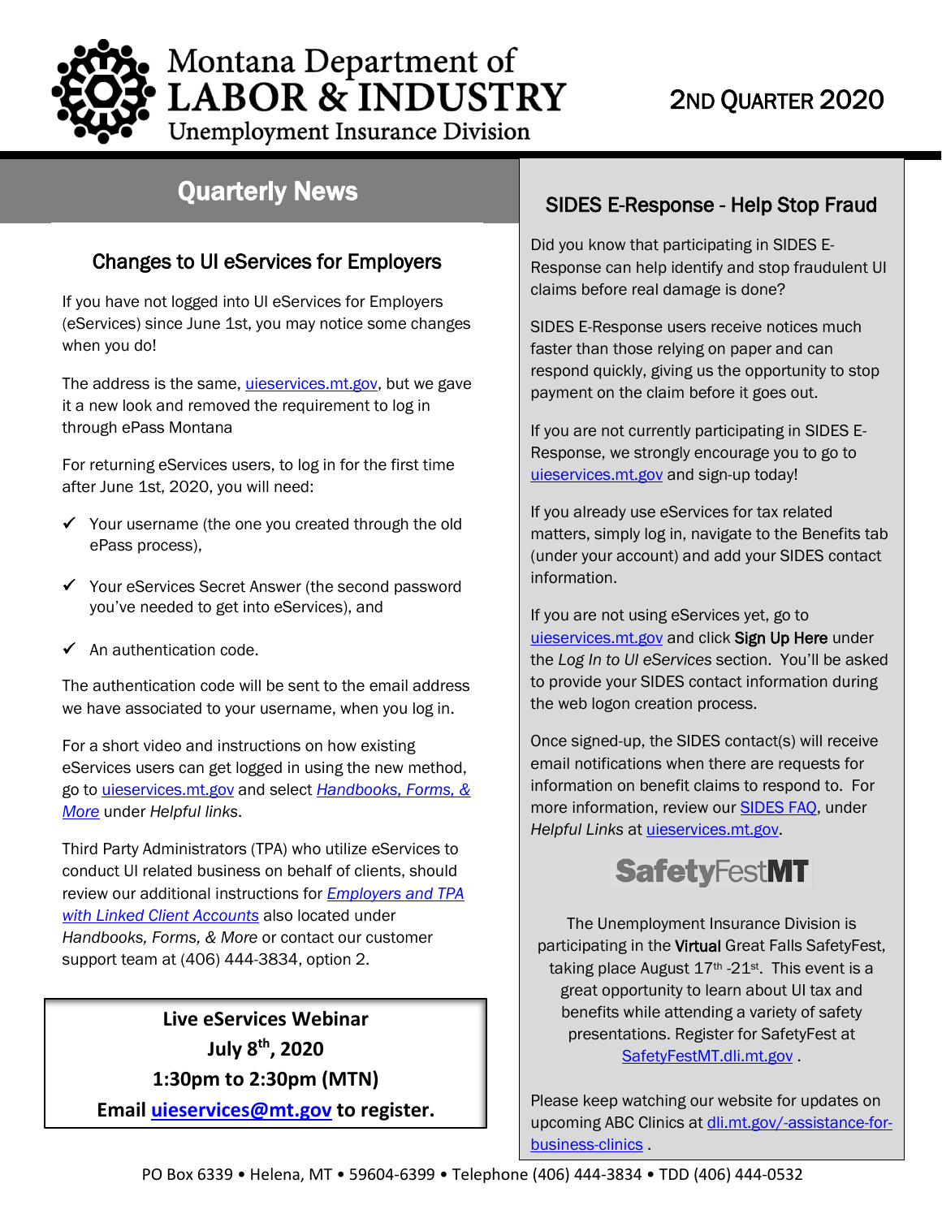# Montana Department of LABOR & INDUSTRY

Unemployment Insurance Division

2ND QUARTER 2020

## Quarterly News

### Changes to UI eServices for Employers

If you have not logged into UI eServices for Employers (eServices) since June 1st, you may notice some changes when you do!

The address is the same, uieservices.mt.gov, but we gave it a new look and removed the requirement to log in through ePass Montana

For returning eServices users, to log in for the first time after June 1st, 2020, you will need:

- ✓ Your username (the one you created through the old ePass process),
- ✓ Your eServices Secret Answer (the second password you've needed to get into eServices), and
- ✓ An authentication code.

The authentication code will be sent to the email address we have associated to your username, when you log in.

For a short video and instructions on how existing eServices users can get logged in using the new method, go to uieservices.mt.gov and select *Handbooks, Forms, & More* under *Helpful links*.

Third Party Administrators (TPA) who utilize eServices to conduct UI related business on behalf of clients, should review our additional instructions for *Employers and TPA with Linked Client Accounts* also located under *Handbooks, Forms, & More* or contact our customer support team at (406) 444-3834, option 2.

**Live eServices Webinar**
**July 8th, 2020**
**1:30pm to 2:30pm (MTN)**
**Email uieservices@mt.gov to register.**

### SIDES E-Response - Help Stop Fraud

Did you know that participating in SIDES E-Response can help identify and stop fraudulent UI claims before real damage is done?

SIDES E-Response users receive notices much faster than those relying on paper and can respond quickly, giving us the opportunity to stop payment on the claim before it goes out.

If you are not currently participating in SIDES E-Response, we strongly encourage you to go to uieservices.mt.gov and sign-up today!

If you already use eServices for tax related matters, simply log in, navigate to the Benefits tab (under your account) and add your SIDES contact information.

If you are not using eServices yet, go to uieservices.mt.gov and click **Sign Up Here** under the *Log In to UI eServices* section. You'll be asked to provide your SIDES contact information during the web logon creation process.

Once signed-up, the SIDES contact(s) will receive email notifications when there are requests for information on benefit claims to respond to. For more information, review our SIDES FAQ, under *Helpful Links* at uieservices.mt.gov.

**SafetyFestMT**

The Unemployment Insurance Division is participating in the **Virtual** Great Falls SafetyFest, taking place August 17th -21st. This event is a great opportunity to learn about UI tax and benefits while attending a variety of safety presentations. Register for SafetyFest at SafetyFestMT.dli.mt.gov .

Please keep watching our website for updates on upcoming ABC Clinics at dli.mt.gov/-assistance-for-business-clinics .

PO Box 6339 • Helena, MT • 59604-6399 • Telephone (406) 444-3834 • TDD (406) 444-0532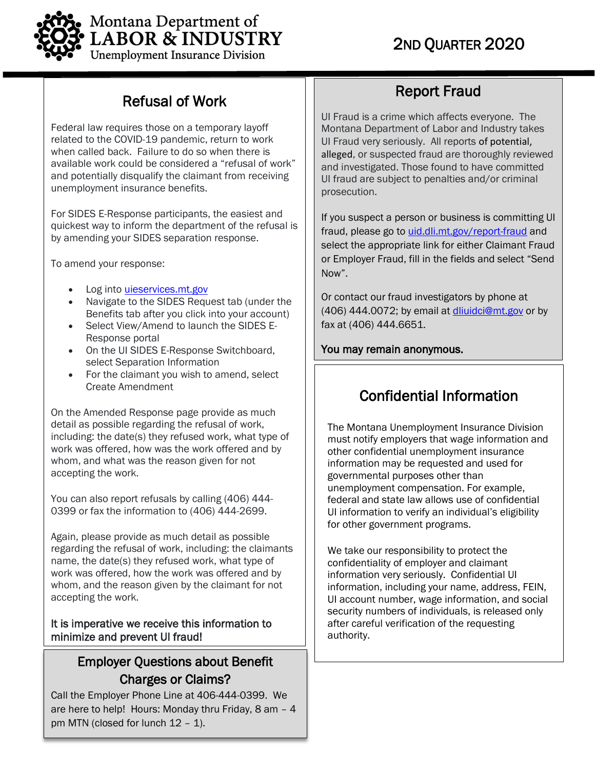Montana Department of LABOR & INDUSTRY
Unemployment Insurance Division

2ND QUARTER 2020

## Refusal of Work

Federal law requires those on a temporary layoff related to the COVID-19 pandemic, return to work when called back. Failure to do so when there is available work could be considered a "refusal of work" and potentially disqualify the claimant from receiving unemployment insurance benefits.

For SIDES E-Response participants, the easiest and quickest way to inform the department of the refusal is by amending your SIDES separation response.

To amend your response:

- Log into uieservices.mt.gov
- Navigate to the SIDES Request tab (under the Benefits tab after you click into your account)
- Select View/Amend to launch the SIDES E-Response portal
- On the UI SIDES E-Response Switchboard, select Separation Information
- For the claimant you wish to amend, select Create Amendment

On the Amended Response page provide as much detail as possible regarding the refusal of work, including: the date(s) they refused work, what type of work was offered, how was the work offered and by whom, and what was the reason given for not accepting the work.

You can also report refusals by calling (406) 444-0399 or fax the information to (406) 444-2699.

Again, please provide as much detail as possible regarding the refusal of work, including: the claimants name, the date(s) they refused work, what type of work was offered, how the work was offered and by whom, and the reason given by the claimant for not accepting the work.

**It is imperative we receive this information to minimize and prevent UI fraud!**

## Employer Questions about Benefit Charges or Claims?

Call the Employer Phone Line at 406-444-0399. We are here to help! Hours: Monday thru Friday, 8 am – 4 pm MTN (closed for lunch 12 – 1).

## Report Fraud

UI Fraud is a crime which affects everyone. The Montana Department of Labor and Industry takes UI Fraud very seriously. All reports of potential, alleged, or suspected fraud are thoroughly reviewed and investigated. Those found to have committed UI fraud are subject to penalties and/or criminal prosecution.

If you suspect a person or business is committing UI fraud, please go to uid.dli.mt.gov/report-fraud and select the appropriate link for either Claimant Fraud or Employer Fraud, fill in the fields and select "Send Now".

Or contact our fraud investigators by phone at (406) 444.0072; by email at dliuidci@mt.gov or by fax at (406) 444.6651.

**You may remain anonymous.**

## Confidential Information

The Montana Unemployment Insurance Division must notify employers that wage information and other confidential unemployment insurance information may be requested and used for governmental purposes other than unemployment compensation. For example, federal and state law allows use of confidential UI information to verify an individual's eligibility for other government programs.

We take our responsibility to protect the confidentiality of employer and claimant information very seriously. Confidential UI information, including your name, address, FEIN, UI account number, wage information, and social security numbers of individuals, is released only after careful verification of the requesting authority.